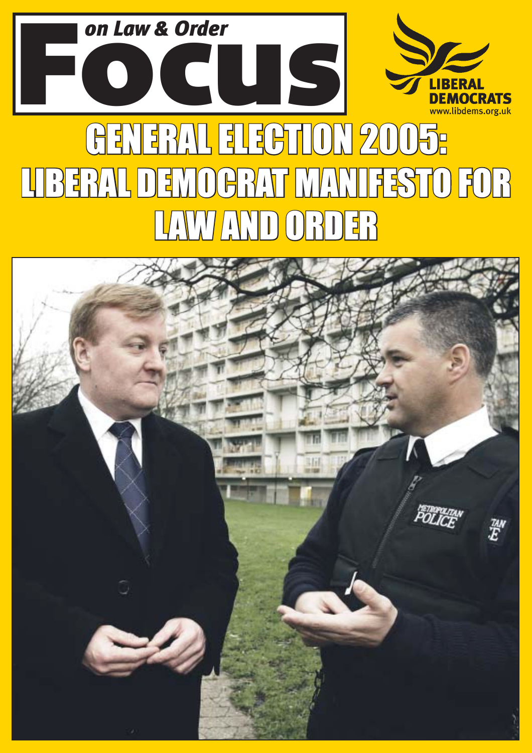# Focus on Law & Order

LIBERAL DEMOCRATS
www.libdems.org.uk

# GENERAL ELECTION 2005: LIBERAL DEMOCRAT MANIFESTO FOR LAW AND ORDER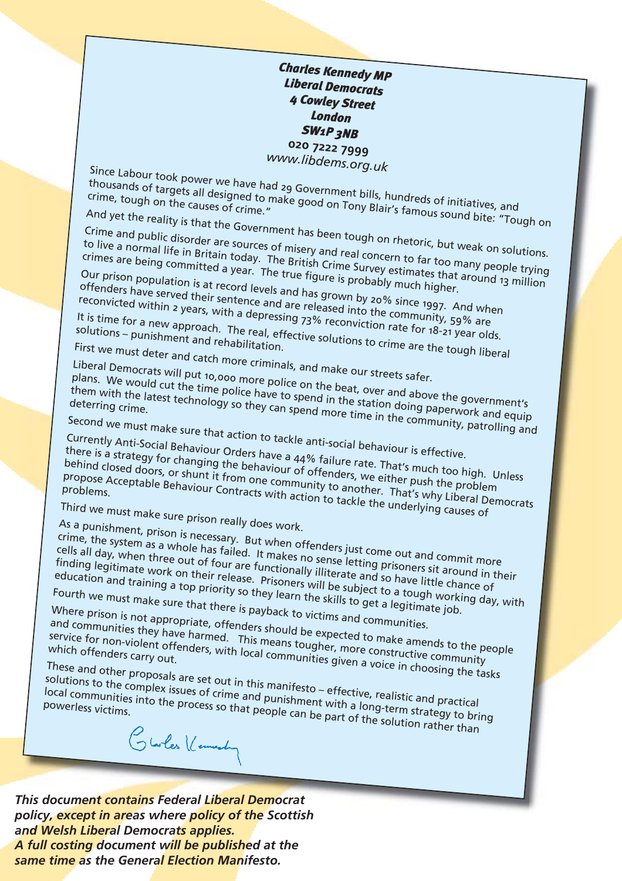***Charles Kennedy MP***
***Liberal Democrats***
***4 Cowley Street***
***London***
***SW1P 3NB***
**020 7222 7999**
*www.libdems.org.uk*

Since Labour took power we have had 29 Government bills, hundreds of initiatives, and thousands of targets all designed to make good on Tony Blair's famous sound bite: "Tough on crime, tough on the causes of crime."

And yet the reality is that the Government has been tough on rhetoric, but weak on solutions.

Crime and public disorder are sources of misery and real concern to far too many people trying to live a normal life in Britain today. The British Crime Survey estimates that around 13 million crimes are being committed a year. The true figure is probably much higher.

Our prison population is at record levels and has grown by 20% since 1997. And when offenders have served their sentence and are released into the community, 59% are reconvicted within 2 years, with a depressing 73% reconviction rate for 18-21 year olds.

It is time for a new approach. The real, effective solutions to crime are the tough liberal solutions – punishment and rehabilitation.

First we must deter and catch more criminals, and make our streets safer.

Liberal Democrats will put 10,000 more police on the beat, over and above the government's plans. We would cut the time police have to spend in the station doing paperwork and equip them with the latest technology so they can spend more time in the community, patrolling and deterring crime.

Second we must make sure that action to tackle anti-social behaviour is effective.

Currently Anti-Social Behaviour Orders have a 44% failure rate. That's much too high. Unless there is a strategy for changing the behaviour of offenders, we either push the problem behind closed doors, or shunt it from one community to another. That's why Liberal Democrats propose Acceptable Behaviour Contracts with action to tackle the underlying causes of problems.

Third we must make sure prison really does work.

As a punishment, prison is necessary. But when offenders just come out and commit more crime, the system as a whole has failed. It makes no sense letting prisoners sit around in their cells all day, when three out of four are functionally illiterate and so have little chance of finding legitimate work on their release. Prisoners will be subject to a tough working day, with education and training a top priority so they learn the skills to get a legitimate job.

Fourth we must make sure that there is payback to victims and communities.

Where prison is not appropriate, offenders should be expected to make amends to the people and communities they have harmed. This means tougher, more constructive community service for non-violent offenders, with local communities given a voice in choosing the tasks which offenders carry out.

These and other proposals are set out in this manifesto – effective, realistic and practical solutions to the complex issues of crime and punishment with a long-term strategy to bring local communities into the process so that people can be part of the solution rather than powerless victims.

*This document contains Federal Liberal Democrat policy, except in areas where policy of the Scottish and Welsh Liberal Democrats applies.*
*A full costing document will be published at the same time as the General Election Manifesto.*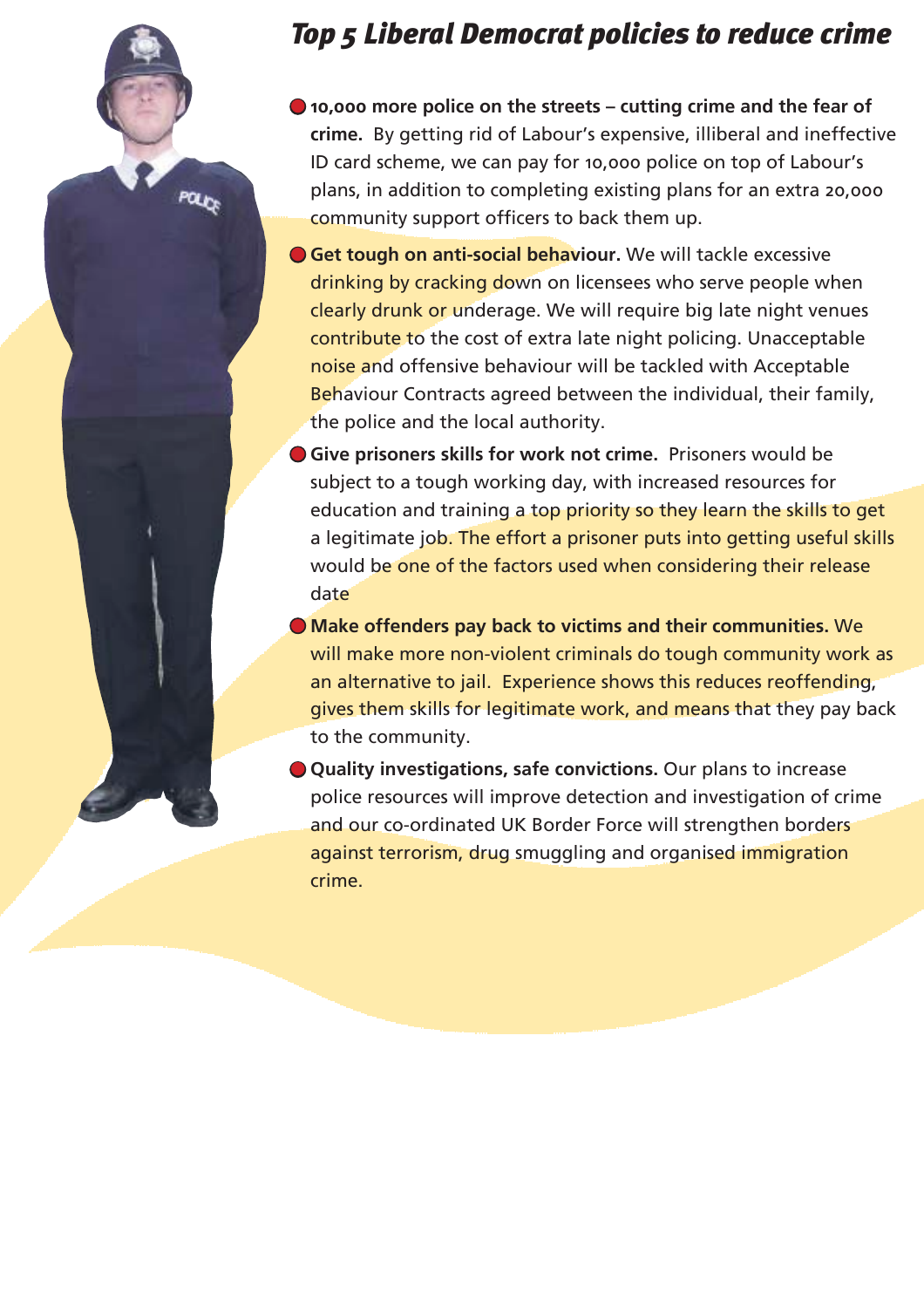# *Top 5 Liberal Democrat policies to reduce crime*

- **10,000 more police on the streets – cutting crime and the fear of crime.** By getting rid of Labour's expensive, illiberal and ineffective ID card scheme, we can pay for 10,000 police on top of Labour's plans, in addition to completing existing plans for an extra 20,000 community support officers to back them up.
- **Get tough on anti-social behaviour.** We will tackle excessive drinking by cracking down on licensees who serve people when clearly drunk or underage. We will require big late night venues contribute to the cost of extra late night policing. Unacceptable noise and offensive behaviour will be tackled with Acceptable Behaviour Contracts agreed between the individual, their family, the police and the local authority.
- **Give prisoners skills for work not crime.** Prisoners would be subject to a tough working day, with increased resources for education and training a top priority so they learn the skills to get a legitimate job. The effort a prisoner puts into getting useful skills would be one of the factors used when considering their release date
- **Make offenders pay back to victims and their communities.** We will make more non-violent criminals do tough community work as an alternative to jail. Experience shows this reduces reoffending, gives them skills for legitimate work, and means that they pay back to the community.
- **Quality investigations, safe convictions.** Our plans to increase police resources will improve detection and investigation of crime and our co-ordinated UK Border Force will strengthen borders against terrorism, drug smuggling and organised immigration crime.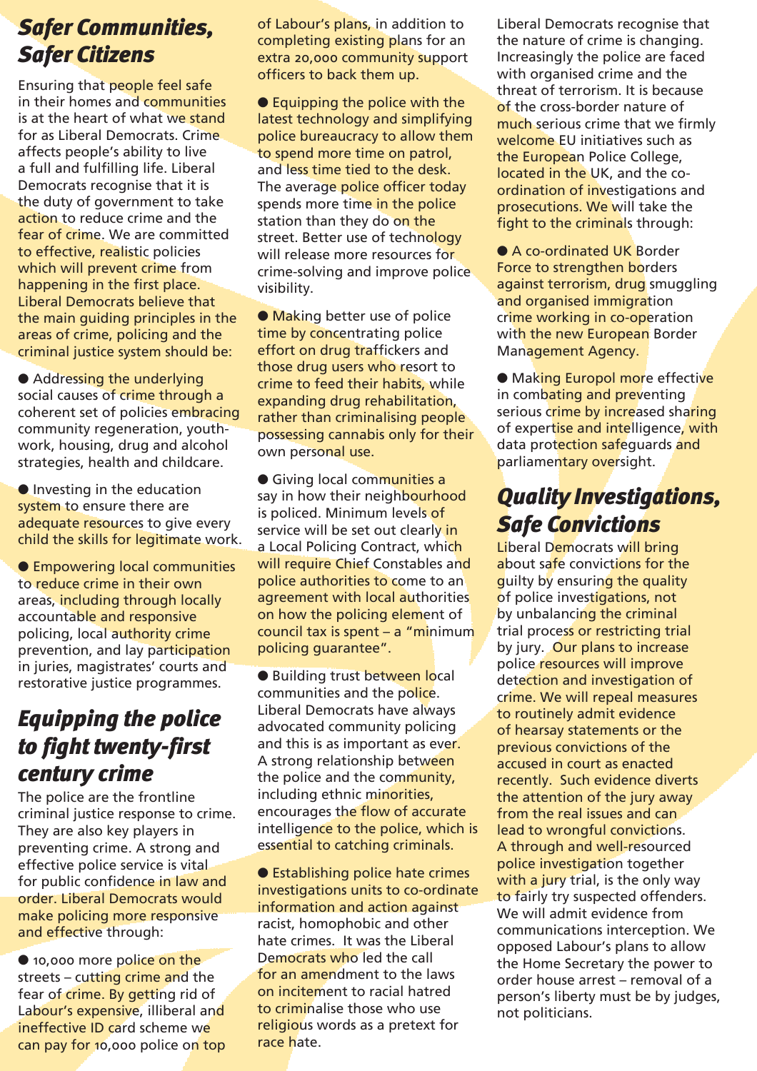## Safer Communities, Safer Citizens

Ensuring that people feel safe in their homes and communities is at the heart of what we stand for as Liberal Democrats. Crime affects people's ability to live a full and fulfilling life. Liberal Democrats recognise that it is the duty of government to take action to reduce crime and the fear of crime. We are committed to effective, realistic policies which will prevent crime from happening in the first place. Liberal Democrats believe that the main guiding principles in the areas of crime, policing and the criminal justice system should be:

- Addressing the underlying social causes of crime through a coherent set of policies embracing community regeneration, youth-work, housing, drug and alcohol strategies, health and childcare.
- Investing in the education system to ensure there are adequate resources to give every child the skills for legitimate work.
- Empowering local communities to reduce crime in their own areas, including through locally accountable and responsive policing, local authority crime prevention, and lay participation in juries, magistrates' courts and restorative justice programmes.

## Equipping the police to fight twenty-first century crime

The police are the frontline criminal justice response to crime. They are also key players in preventing crime. A strong and effective police service is vital for public confidence in law and order. Liberal Democrats would make policing more responsive and effective through:

- 10,000 more police on the streets – cutting crime and the fear of crime. By getting rid of Labour's expensive, illiberal and ineffective ID card scheme we can pay for 10,000 police on top of Labour's plans, in addition to completing existing plans for an extra 20,000 community support officers to back them up.
- Equipping the police with the latest technology and simplifying police bureaucracy to allow them to spend more time on patrol, and less time tied to the desk. The average police officer today spends more time in the police station than they do on the street. Better use of technology will release more resources for crime-solving and improve police visibility.
- Making better use of police time by concentrating police effort on drug traffickers and those drug users who resort to crime to feed their habits, while expanding drug rehabilitation, rather than criminalising people possessing cannabis only for their own personal use.
- Giving local communities a say in how their neighbourhood is policed. Minimum levels of service will be set out clearly in a Local Policing Contract, which will require Chief Constables and police authorities to come to an agreement with local authorities on how the policing element of council tax is spent – a "minimum policing guarantee".
- Building trust between local communities and the police. Liberal Democrats have always advocated community policing and this is as important as ever. A strong relationship between the police and the community, including ethnic minorities, encourages the flow of accurate intelligence to the police, which is essential to catching criminals.
- Establishing police hate crimes investigations units to co-ordinate information and action against racist, homophobic and other hate crimes. It was the Liberal Democrats who led the call for an amendment to the laws on incitement to racial hatred to criminalise those who use religious words as a pretext for race hate.

Liberal Democrats recognise that the nature of crime is changing. Increasingly the police are faced with organised crime and the threat of terrorism. It is because of the cross-border nature of much serious crime that we firmly welcome EU initiatives such as the European Police College, located in the UK, and the co-ordination of investigations and prosecutions. We will take the fight to the criminals through:

- A co-ordinated UK Border Force to strengthen borders against terrorism, drug smuggling and organised immigration crime working in co-operation with the new European Border Management Agency.
- Making Europol more effective in combating and preventing serious crime by increased sharing of expertise and intelligence, with data protection safeguards and parliamentary oversight.

## Quality Investigations, Safe Convictions

Liberal Democrats will bring about safe convictions for the guilty by ensuring the quality of police investigations, not by unbalancing the criminal trial process or restricting trial by jury. Our plans to increase police resources will improve detection and investigation of crime. We will repeal measures to routinely admit evidence of hearsay statements or the previous convictions of the accused in court as enacted recently. Such evidence diverts the attention of the jury away from the real issues and can lead to wrongful convictions. A through and well-resourced police investigation together with a jury trial, is the only way to fairly try suspected offenders. We will admit evidence from communications interception. We opposed Labour's plans to allow the Home Secretary the power to order house arrest – removal of a person's liberty must be by judges, not politicians.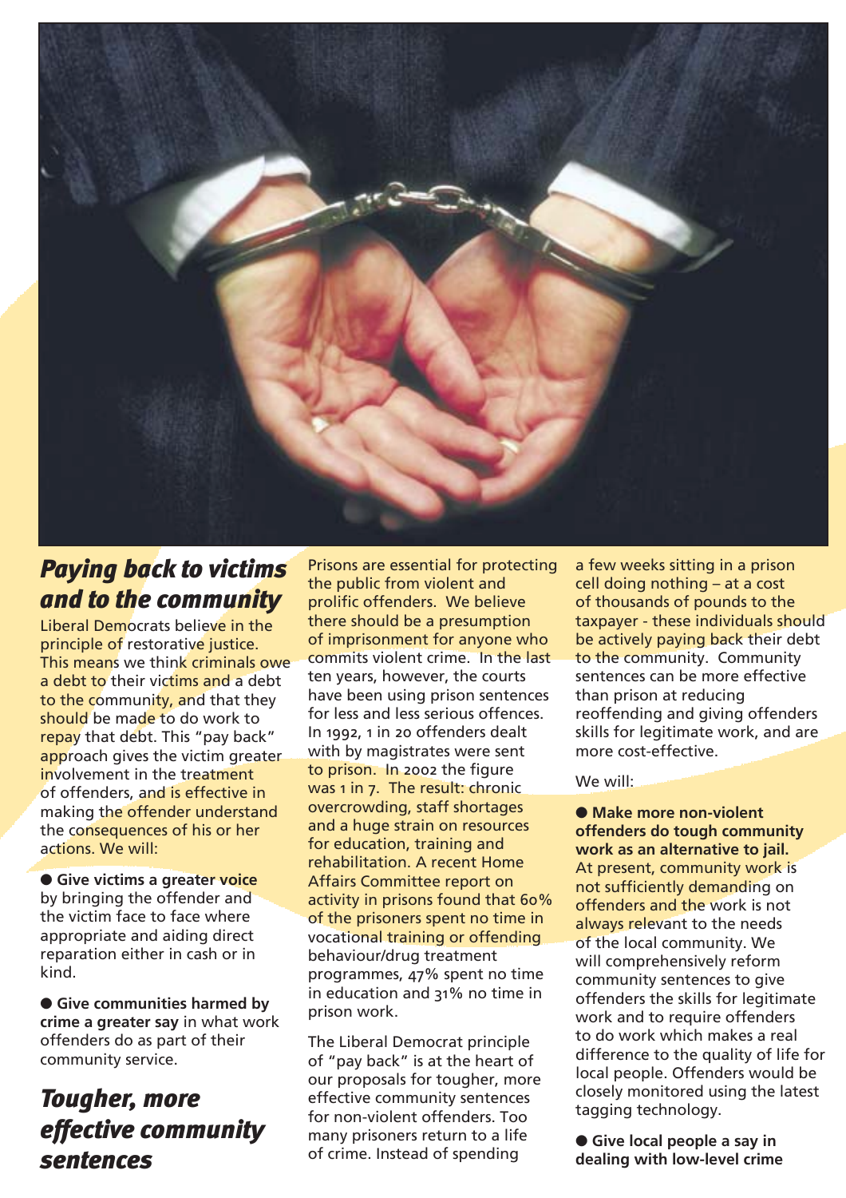## *Paying back to victims and to the community*

Liberal Democrats believe in the principle of restorative justice. This means we think criminals owe a debt to their victims and a debt to the community, and that they should be made to do work to repay that debt. This "pay back" approach gives the victim greater involvement in the treatment of offenders, and is effective in making the offender understand the consequences of his or her actions. We will:

● **Give victims a greater voice** by bringing the offender and the victim face to face where appropriate and aiding direct reparation either in cash or in kind.

● **Give communities harmed by crime a greater say** in what work offenders do as part of their community service.

## *Tougher, more effective community sentences*

Prisons are essential for protecting the public from violent and prolific offenders. We believe there should be a presumption of imprisonment for anyone who commits violent crime. In the last ten years, however, the courts have been using prison sentences for less and less serious offences. In 1992, 1 in 20 offenders dealt with by magistrates were sent to prison. In 2002 the figure was 1 in 7. The result: chronic overcrowding, staff shortages and a huge strain on resources for education, training and rehabilitation. A recent Home Affairs Committee report on activity in prisons found that 60% of the prisoners spent no time in vocational training or offending behaviour/drug treatment programmes, 47% spent no time in education and 31% no time in prison work.

The Liberal Democrat principle of "pay back" is at the heart of our proposals for tougher, more effective community sentences for non-violent offenders. Too many prisoners return to a life of crime. Instead of spending a few weeks sitting in a prison cell doing nothing – at a cost of thousands of pounds to the taxpayer - these individuals should be actively paying back their debt to the community. Community sentences can be more effective than prison at reducing reoffending and giving offenders skills for legitimate work, and are more cost-effective.

We will:

● **Make more non-violent offenders do tough community work as an alternative to jail.** At present, community work is not sufficiently demanding on offenders and the work is not always relevant to the needs of the local community. We will comprehensively reform community sentences to give offenders the skills for legitimate work and to require offenders to do work which makes a real difference to the quality of life for local people. Offenders would be closely monitored using the latest tagging technology.

● **Give local people a say in dealing with low-level crime**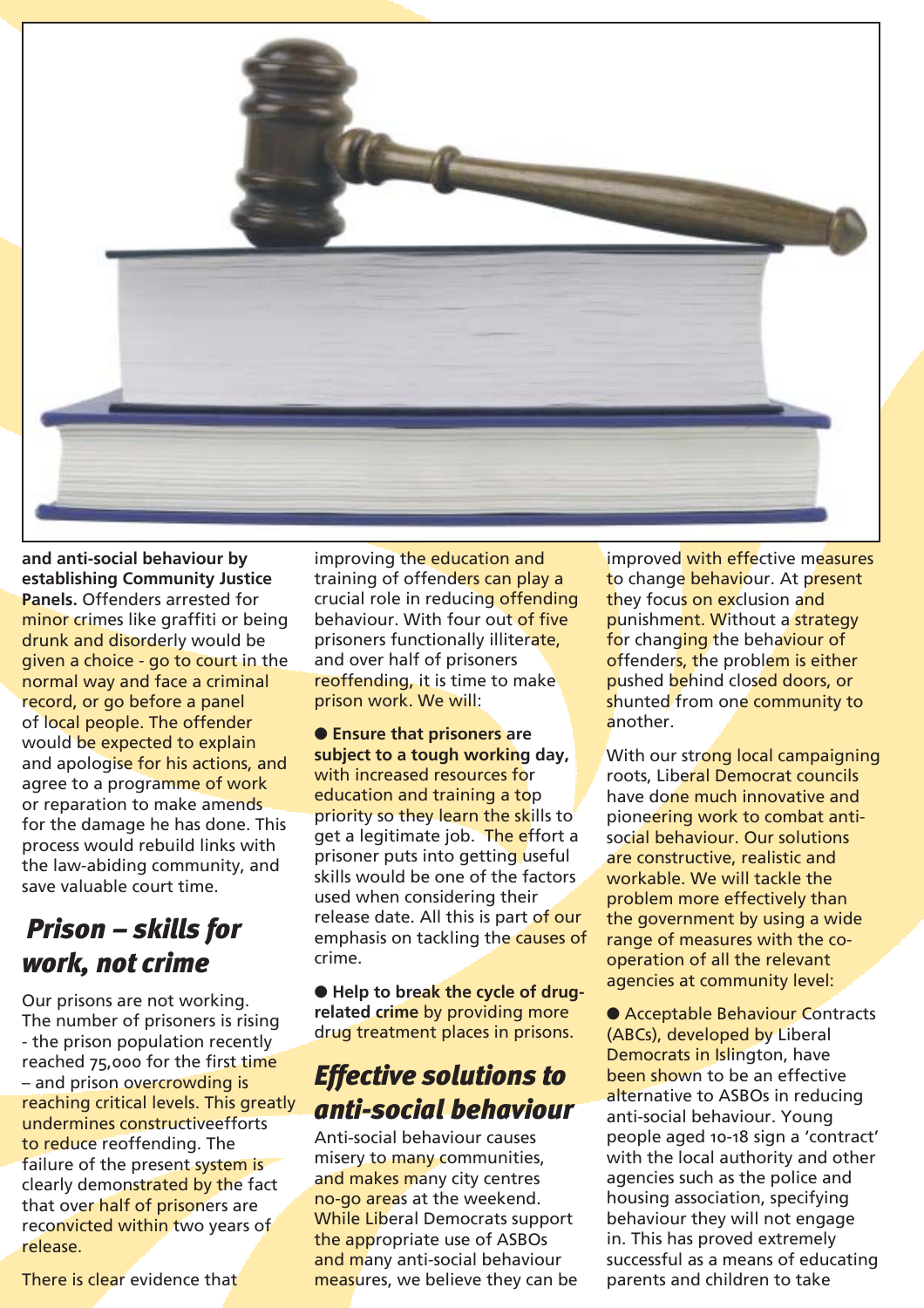**and anti-social behaviour by establishing Community Justice Panels.** Offenders arrested for minor crimes like graffiti or being drunk and disorderly would be given a choice - go to court in the normal way and face a criminal record, or go before a panel of local people. The offender would be expected to explain and apologise for his actions, and agree to a programme of work or reparation to make amends for the damage he has done. This process would rebuild links with the law-abiding community, and save valuable court time.

## *Prison – skills for work, not crime*

Our prisons are not working. The number of prisoners is rising - the prison population recently reached 75,000 for the first time – and prison overcrowding is reaching critical levels. This greatly undermines constructiveefforts to reduce reoffending. The failure of the present system is clearly demonstrated by the fact that over half of prisoners are reconvicted within two years of release.

There is clear evidence that improving the education and training of offenders can play a crucial role in reducing offending behaviour. With four out of five prisoners functionally illiterate, and over half of prisoners reoffending, it is time to make prison work. We will:

- **Ensure that prisoners are subject to a tough working day,** with increased resources for education and training a top priority so they learn the skills to get a legitimate job. The effort a prisoner puts into getting useful skills would be one of the factors used when considering their release date. All this is part of our emphasis on tackling the causes of crime.

- **Help to break the cycle of drug-related crime** by providing more drug treatment places in prisons.

## *Effective solutions to anti-social behaviour*

Anti-social behaviour causes misery to many communities, and makes many city centres no-go areas at the weekend. While Liberal Democrats support the appropriate use of ASBOs and many anti-social behaviour measures, we believe they can be improved with effective measures to change behaviour. At present they focus on exclusion and punishment. Without a strategy for changing the behaviour of offenders, the problem is either pushed behind closed doors, or shunted from one community to another.

With our strong local campaigning roots, Liberal Democrat councils have done much innovative and pioneering work to combat anti-social behaviour. Our solutions are constructive, realistic and workable. We will tackle the problem more effectively than the government by using a wide range of measures with the co-operation of all the relevant agencies at community level:

- Acceptable Behaviour Contracts (ABCs), developed by Liberal Democrats in Islington, have been shown to be an effective alternative to ASBOs in reducing anti-social behaviour. Young people aged 10-18 sign a 'contract' with the local authority and other agencies such as the police and housing association, specifying behaviour they will not engage in. This has proved extremely successful as a means of educating parents and children to take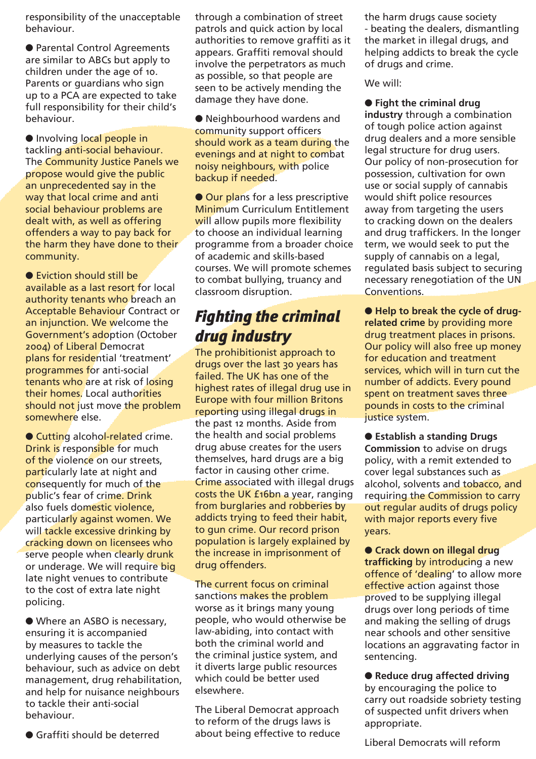responsibility of the unacceptable behaviour.

- Parental Control Agreements are similar to ABCs but apply to children under the age of 10. Parents or guardians who sign up to a PCA are expected to take full responsibility for their child's behaviour.

- Involving local people in tackling anti-social behaviour. The Community Justice Panels we propose would give the public an unprecedented say in the way that local crime and anti social behaviour problems are dealt with, as well as offering offenders a way to pay back for the harm they have done to their community.

- Eviction should still be available as a last resort for local authority tenants who breach an Acceptable Behaviour Contract or an injunction. We welcome the Government's adoption (October 2004) of Liberal Democrat plans for residential 'treatment' programmes for anti-social tenants who are at risk of losing their homes. Local authorities should not just move the problem somewhere else.

- Cutting alcohol-related crime. Drink is responsible for much of the violence on our streets, particularly late at night and consequently for much of the public's fear of crime. Drink also fuels domestic violence, particularly against women. We will tackle excessive drinking by cracking down on licensees who serve people when clearly drunk or underage. We will require big late night venues to contribute to the cost of extra late night policing.

- Where an ASBO is necessary, ensuring it is accompanied by measures to tackle the underlying causes of the person's behaviour, such as advice on debt management, drug rehabilitation, and help for nuisance neighbours to tackle their anti-social behaviour.

- Graffiti should be deterred through a combination of street patrols and quick action by local authorities to remove graffiti as it appears. Graffiti removal should involve the perpetrators as much as possible, so that people are seen to be actively mending the damage they have done.

- Neighbourhood wardens and community support officers should work as a team during the evenings and at night to combat noisy neighbours, with police backup if needed.

- Our plans for a less prescriptive Minimum Curriculum Entitlement will allow pupils more flexibility to choose an individual learning programme from a broader choice of academic and skills-based courses. We will promote schemes to combat bullying, truancy and classroom disruption.

## *Fighting the criminal drug industry*

The prohibitionist approach to drugs over the last 30 years has failed. The UK has one of the highest rates of illegal drug use in Europe with four million Britons reporting using illegal drugs in the past 12 months. Aside from the health and social problems drug abuse creates for the users themselves, hard drugs are a big factor in causing other crime. Crime associated with illegal drugs costs the UK £16bn a year, ranging from burglaries and robberies by addicts trying to feed their habit, to gun crime. Our record prison population is largely explained by the increase in imprisonment of drug offenders.

The current focus on criminal sanctions makes the problem worse as it brings many young people, who would otherwise be law-abiding, into contact with both the criminal world and the criminal justice system, and it diverts large public resources which could be better used elsewhere.

The Liberal Democrat approach to reform of the drugs laws is about being effective to reduce the harm drugs cause society - beating the dealers, dismantling the market in illegal drugs, and helping addicts to break the cycle of drugs and crime.

We will:

- **Fight the criminal drug industry** through a combination of tough police action against drug dealers and a more sensible legal structure for drug users. Our policy of non-prosecution for possession, cultivation for own use or social supply of cannabis would shift police resources away from targeting the users to cracking down on the dealers and drug traffickers. In the longer term, we would seek to put the supply of cannabis on a legal, regulated basis subject to securing necessary renegotiation of the UN Conventions.

- **Help to break the cycle of drug-related crime** by providing more drug treatment places in prisons. Our policy will also free up money for education and treatment services, which will in turn cut the number of addicts. Every pound spent on treatment saves three pounds in costs to the criminal justice system.

- **Establish a standing Drugs Commission** to advise on drugs policy, with a remit extended to cover legal substances such as alcohol, solvents and tobacco, and requiring the Commission to carry out regular audits of drugs policy with major reports every five years.

- **Crack down on illegal drug trafficking** by introducing a new offence of 'dealing' to allow more effective action against those proved to be supplying illegal drugs over long periods of time and making the selling of drugs near schools and other sensitive locations an aggravating factor in sentencing.

- **Reduce drug affected driving** by encouraging the police to carry out roadside sobriety testing of suspected unfit drivers when appropriate.

Liberal Democrats will reform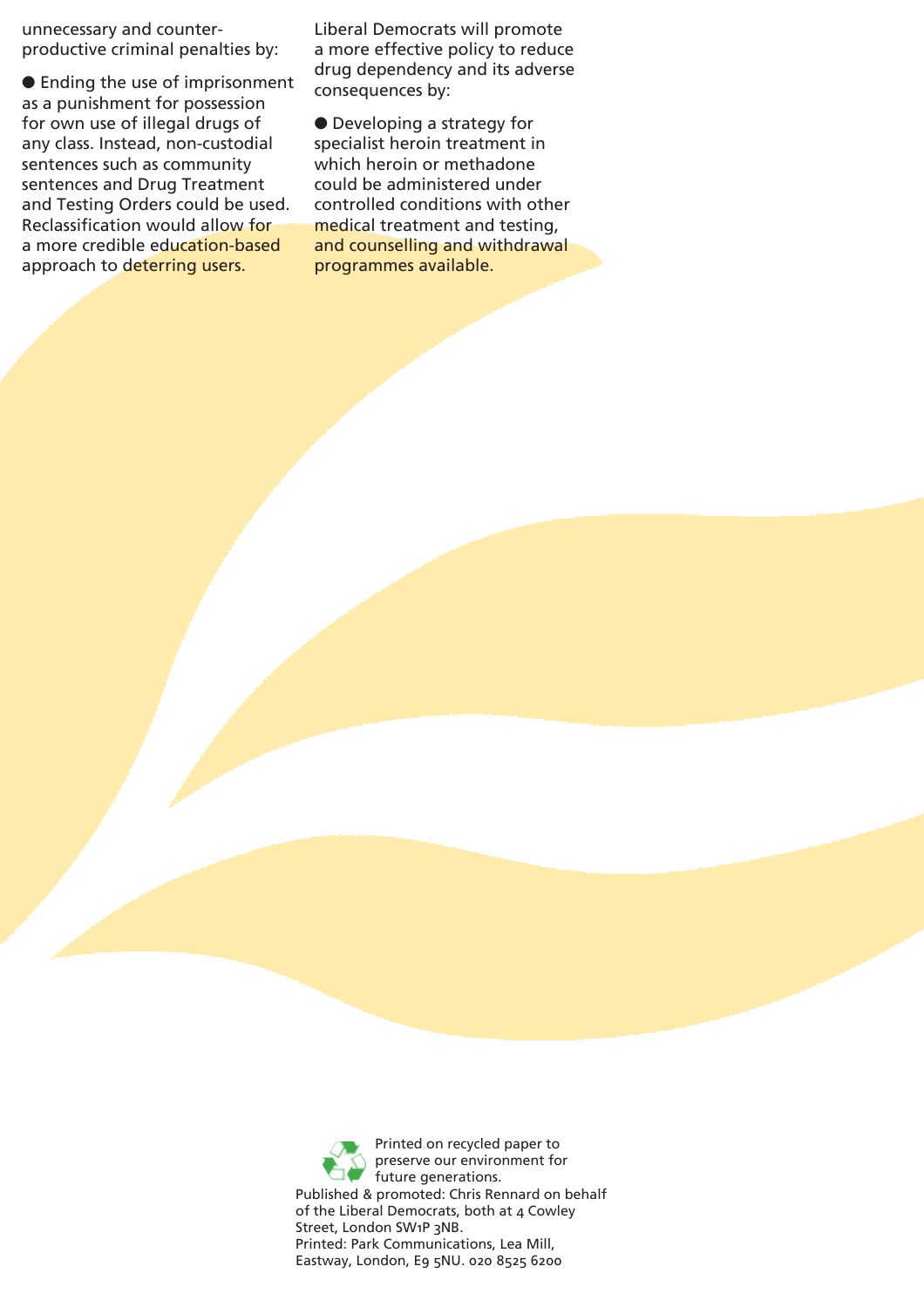unnecessary and counter-productive criminal penalties by:

- Ending the use of imprisonment as a punishment for possession for own use of illegal drugs of any class. Instead, non-custodial sentences such as community sentences and Drug Treatment and Testing Orders could be used. Reclassification would allow for a more credible education-based approach to deterring users.

Liberal Democrats will promote a more effective policy to reduce drug dependency and its adverse consequences by:

- Developing a strategy for specialist heroin treatment in which heroin or methadone could be administered under controlled conditions with other medical treatment and testing, and counselling and withdrawal programmes available.

Printed on recycled paper to preserve our environment for future generations.

Published & promoted: Chris Rennard on behalf of the Liberal Democrats, both at 4 Cowley Street, London SW1P 3NB.
Printed: Park Communications, Lea Mill, Eastway, London, E9 5NU. 020 8525 6200